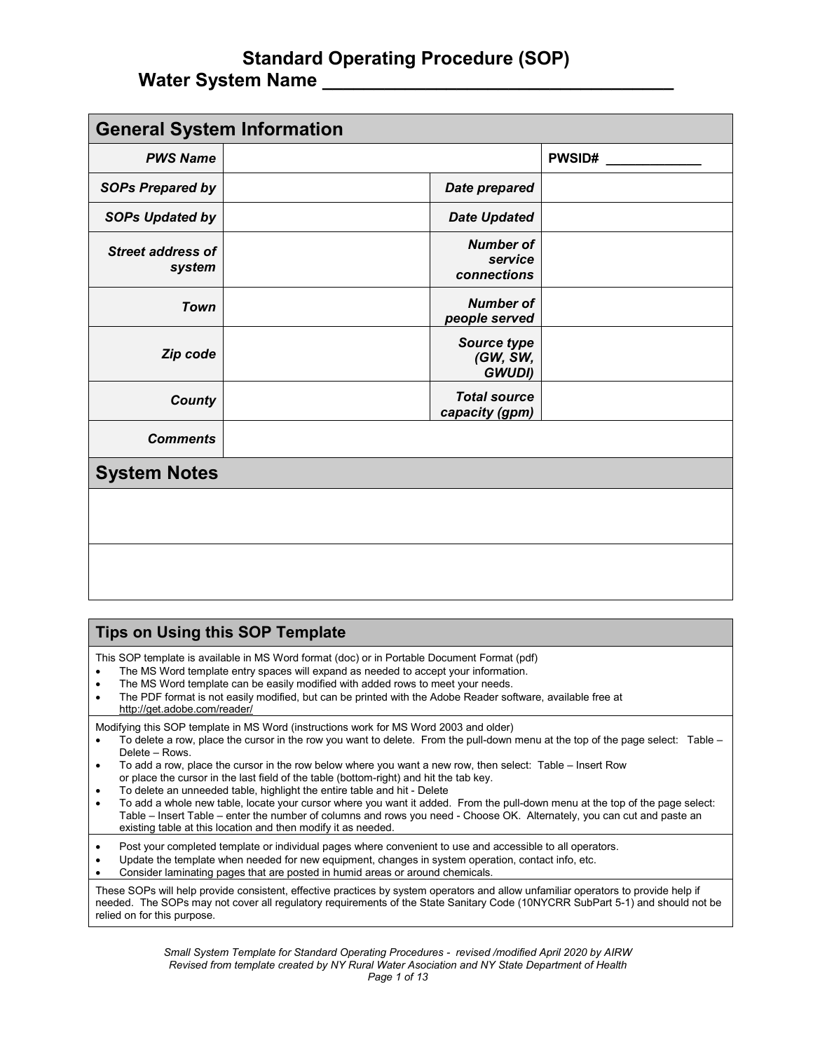# Standard Operating Procedure (SOP)
## Water System Name ___________________________________

| General System Information | | | |
|---|---|---|---|
| ***PWS Name*** | | | **PWSID#** ____________ |
| ***SOPs Prepared by*** | | ***Date prepared*** | |
| ***SOPs Updated by*** | | ***Date Updated*** | |
| ***Street address of system*** | | ***Number of service connections*** | |
| ***Town*** | | ***Number of people served*** | |
| ***Zip code*** | | ***Source type (GW, SW, GWUDI)*** | |
| ***County*** | | ***Total source capacity (gpm)*** | |
| ***Comments*** | | | |

| System Notes |
|---|
| |
| |

## Tips on Using this SOP Template

This SOP template is available in MS Word format (doc) or in Portable Document Format (pdf)

- The MS Word template entry spaces will expand as needed to accept your information.
- The MS Word template can be easily modified with added rows to meet your needs.
- The PDF format is not easily modified, but can be printed with the Adobe Reader software, available free at http://get.adobe.com/reader/

Modifying this SOP template in MS Word (instructions work for MS Word 2003 and older)

- To delete a row, place the cursor in the row you want to delete. From the pull-down menu at the top of the page select: Table – Delete – Rows.
- To add a row, place the cursor in the row below where you want a new row, then select: Table – Insert Row or place the cursor in the last field of the table (bottom-right) and hit the tab key.
- To delete an unneeded table, highlight the entire table and hit - Delete
- To add a whole new table, locate your cursor where you want it added. From the pull-down menu at the top of the page select: Table – Insert Table – enter the number of columns and rows you need - Choose OK. Alternately, you can cut and paste an existing table at this location and then modify it as needed.

- Post your completed template or individual pages where convenient to use and accessible to all operators.
- Update the template when needed for new equipment, changes in system operation, contact info, etc.
- Consider laminating pages that are posted in humid areas or around chemicals.

These SOPs will help provide consistent, effective practices by system operators and allow unfamiliar operators to provide help if needed. The SOPs may not cover all regulatory requirements of the State Sanitary Code (10NYCRR SubPart 5-1) and should not be relied on for this purpose.

*Small System Template for Standard Operating Procedures - revised /modified April 2020 by AIRW*
*Revised from template created by NY Rural Water Asociation and NY State Department of Health*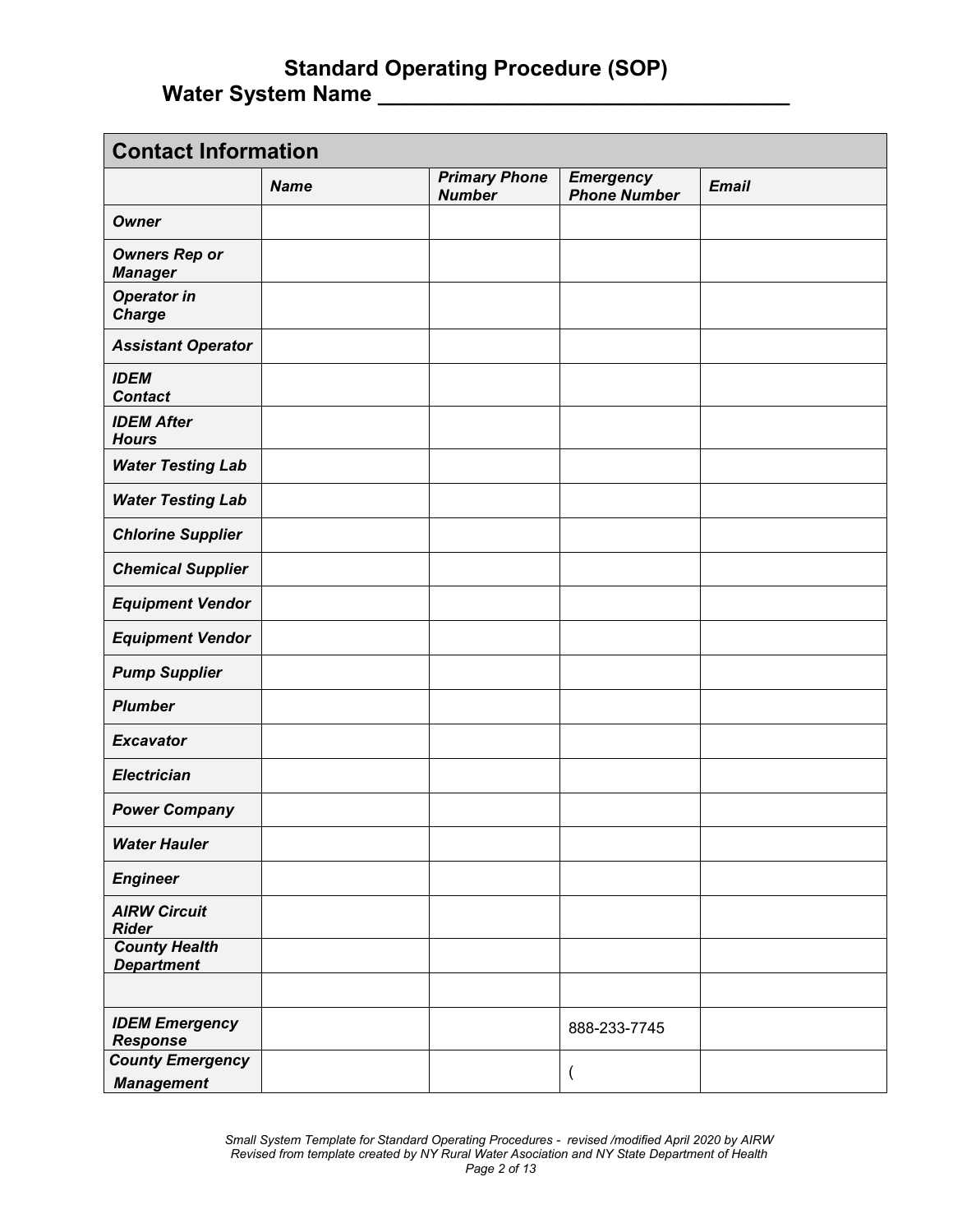# Standard Operating Procedure (SOP)

## Water System Name ___________________________________

| Contact Information | | | | |
|---|---|---|---|---|
| | ***Name*** | ***Primary Phone Number*** | ***Emergency Phone Number*** | ***Email*** |
| ***Owner*** | | | | |
| ***Owners Rep or Manager*** | | | | |
| ***Operator in Charge*** | | | | |
| ***Assistant Operator*** | | | | |
| ***IDEM Contact*** | | | | |
| ***IDEM After Hours*** | | | | |
| ***Water Testing Lab*** | | | | |
| ***Water Testing Lab*** | | | | |
| ***Chlorine Supplier*** | | | | |
| ***Chemical Supplier*** | | | | |
| ***Equipment Vendor*** | | | | |
| ***Equipment Vendor*** | | | | |
| ***Pump Supplier*** | | | | |
| ***Plumber*** | | | | |
| ***Excavator*** | | | | |
| ***Electrician*** | | | | |
| ***Power Company*** | | | | |
| ***Water Hauler*** | | | | |
| ***Engineer*** | | | | |
| ***AIRW Circuit Rider*** | | | | |
| ***County Health Department*** | | | | |
| | | | | |
| ***IDEM Emergency Response*** | | | 888-233-7745 | |
| ***County Emergency Management*** | | | ( | |

*Small System Template for Standard Operating Procedures - revised /modified April 2020 by AIRW*
*Revised from template created by NY Rural Water Asociation and NY State Department of Health*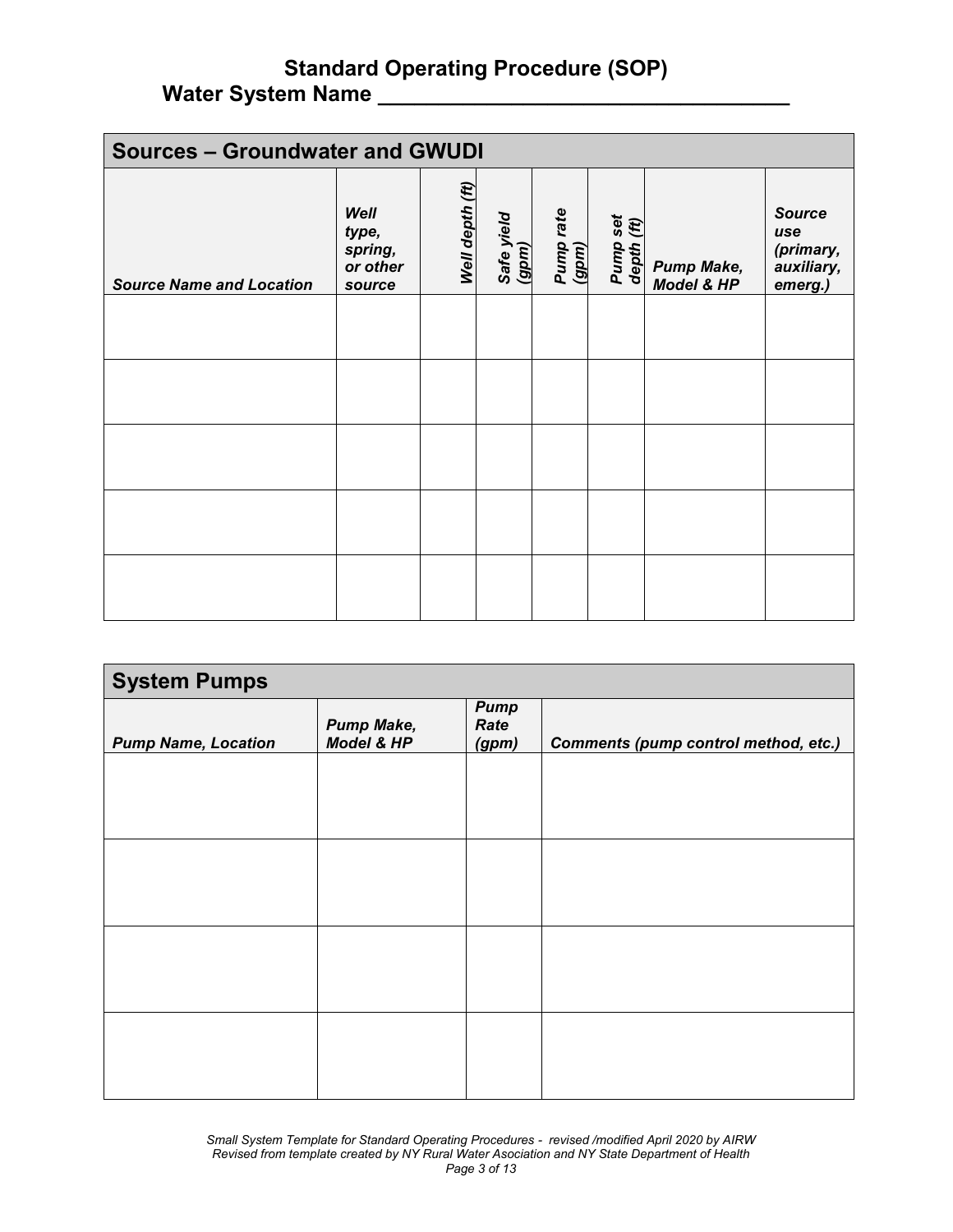# Standard Operating Procedure (SOP)

## Water System Name ___________________________________

| Sources – Groundwater and GWUDI | | | | | | | |
|---|---|---|---|---|---|---|---|
| ***Source Name and Location*** | ***Well type, spring, or other source*** | ***Well depth (ft)*** | ***Safe yield (gpm)*** | ***Pump rate (gpm)*** | ***Pump set depth (ft)*** | ***Pump Make, Model & HP*** | ***Source use (primary, auxiliary, emerg.)*** |
| | | | | | | | |
| | | | | | | | |
| | | | | | | | |
| | | | | | | | |
| | | | | | | | |

| System Pumps | | | |
|---|---|---|---|
| ***Pump Name, Location*** | ***Pump Make, Model & HP*** | ***Pump Rate (gpm)*** | ***Comments (pump control method, etc.)*** |
| | | | |
| | | | |
| | | | |
| | | | |

*Small System Template for Standard Operating Procedures - revised /modified April 2020 by AIRW*
*Revised from template created by NY Rural Water Asociation and NY State Department of Health*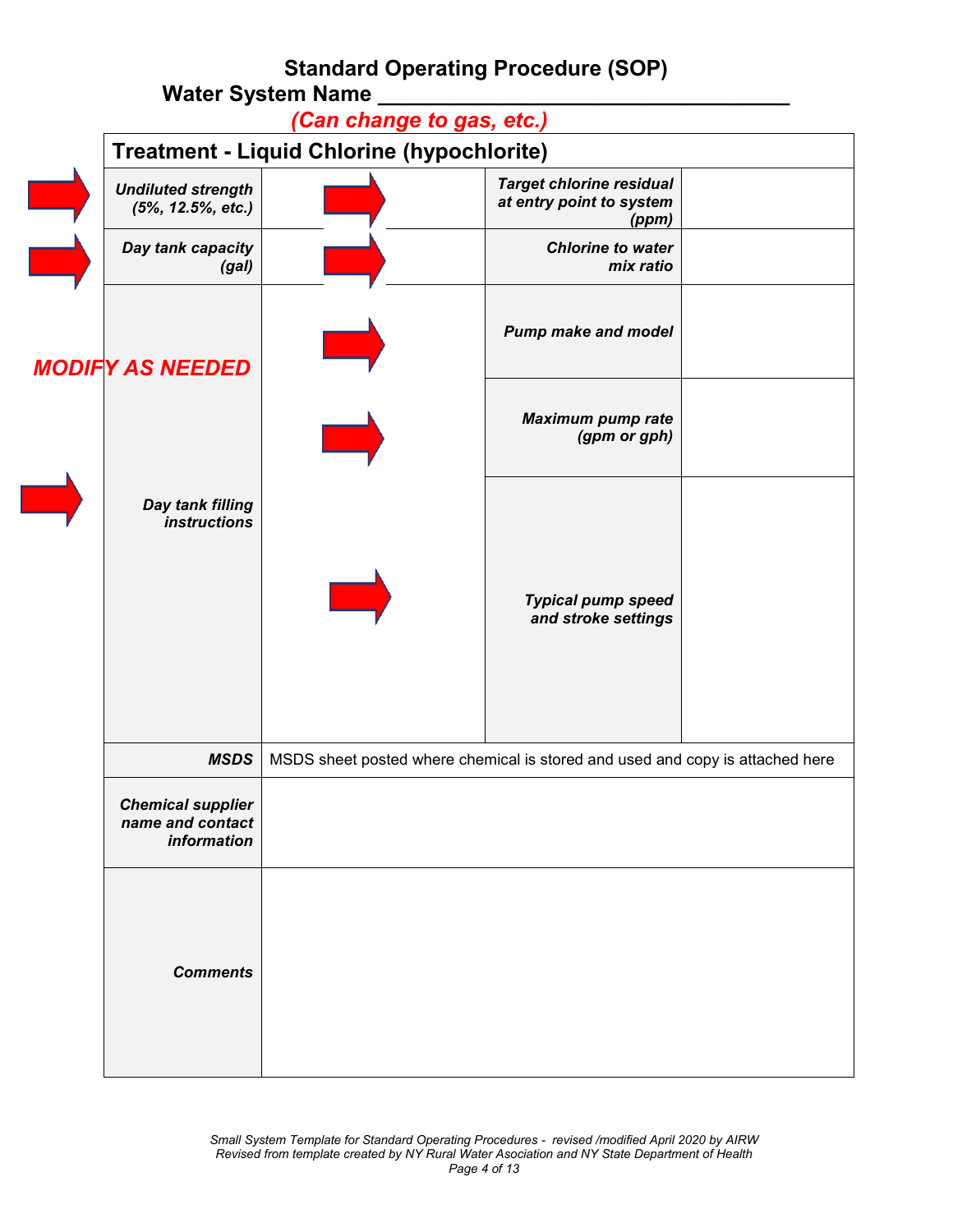# Standard Operating Procedure (SOP)

## Water System Name ________________________________

*(Can change to gas, etc.)*

| Treatment - Liquid Chlorine (hypochlorite) | | | |
|---|---|---|---|
| ***Undiluted strength (5%, 12.5%, etc.)*** | | ***Target chlorine residual at entry point to system (ppm)*** | |
| ***Day tank capacity (gal)*** | | ***Chlorine to water mix ratio*** | |
| ***Day tank filling instructions*** | | ***Pump make and model*** | |
| | | ***Maximum pump rate (gpm or gph)*** | |
| | | ***Typical pump speed and stroke settings*** | |
| ***MSDS*** | MSDS sheet posted where chemical is stored and used and copy is attached here | | |
| ***Chemical supplier name and contact information*** | | | |
| ***Comments*** | | | |

***MODIFY AS NEEDED***

*Small System Template for Standard Operating Procedures - revised /modified April 2020 by AIRW*
*Revised from template created by NY Rural Water Asociation and NY State Department of Health*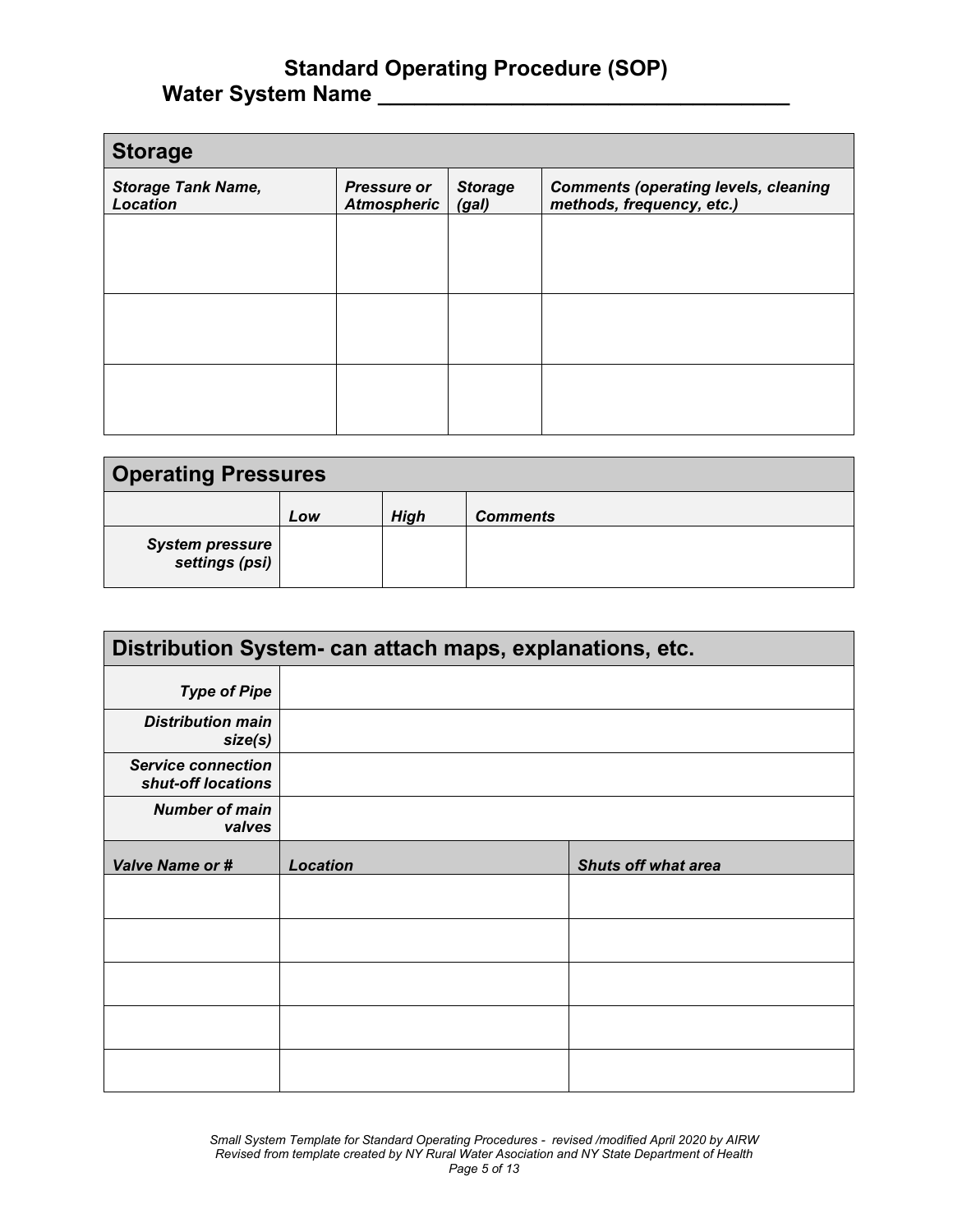# Standard Operating Procedure (SOP)

**Water System Name ___________________________________**

| Storage | | | |
|---|---|---|---|
| ***Storage Tank Name, Location*** | ***Pressure or Atmospheric*** | ***Storage (gal)*** | ***Comments (operating levels, cleaning methods, frequency, etc.)*** |
| | | | |
| | | | |
| | | | |

| Operating Pressures | | | |
|---|---|---|---|
| | ***Low*** | ***High*** | ***Comments*** |
| ***System pressure settings (psi)*** | | | |

| Distribution System- can attach maps, explanations, etc. | | |
|---|---|---|
| ***Type of Pipe*** | | |
| ***Distribution main size(s)*** | | |
| ***Service connection shut-off locations*** | | |
| ***Number of main valves*** | | |
| ***Valve Name or #*** | ***Location*** | ***Shuts off what area*** |
| | | |
| | | |
| | | |
| | | |
| | | |

*Small System Template for Standard Operating Procedures - revised /modified April 2020 by AIRW*
*Revised from template created by NY Rural Water Asociation and NY State Department of Health*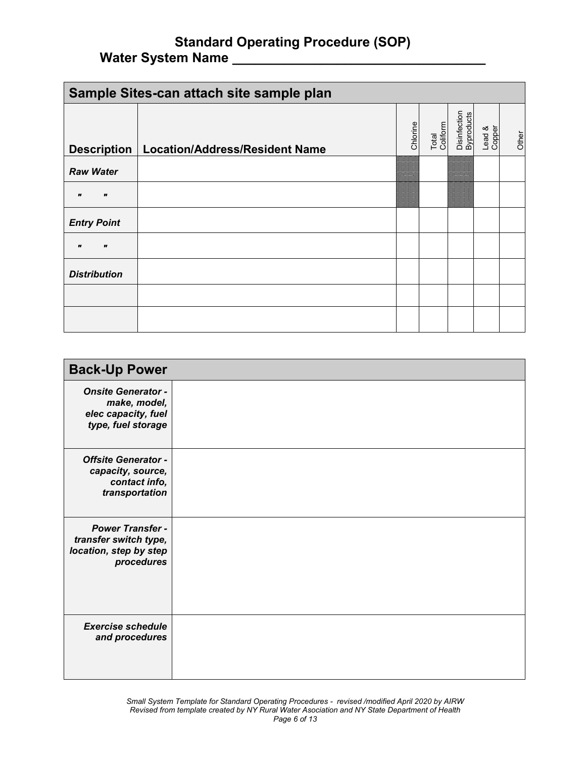# Standard Operating Procedure (SOP)
## Water System Name ___________________________________

| Sample Sites-can attach site sample plan | | | | | | |
|---|---|---|---|---|---|---|
| **Description** | **Location/Address/Resident Name** | Chlorine | Total Coliform | Disinfection Byproducts | Lead & Copper | Other |
| ***Raw Water*** | | | | | | |
| ***"      "*** | | | | | | |
| ***Entry Point*** | | | | | | |
| ***"      "*** | | | | | | |
| ***Distribution*** | | | | | | |
| | | | | | | |
| | | | | | | |

| Back-Up Power | |
|---|---|
| ***Onsite Generator - make, model, elec capacity, fuel type, fuel storage*** | |
| ***Offsite Generator - capacity, source, contact info, transportation*** | |
| ***Power Transfer - transfer switch type, location, step by step procedures*** | |
| ***Exercise schedule and procedures*** | |

*Small System Template for Standard Operating Procedures - revised /modified April 2020 by AIRW*
*Revised from template created by NY Rural Water Asociation and NY State Department of Health*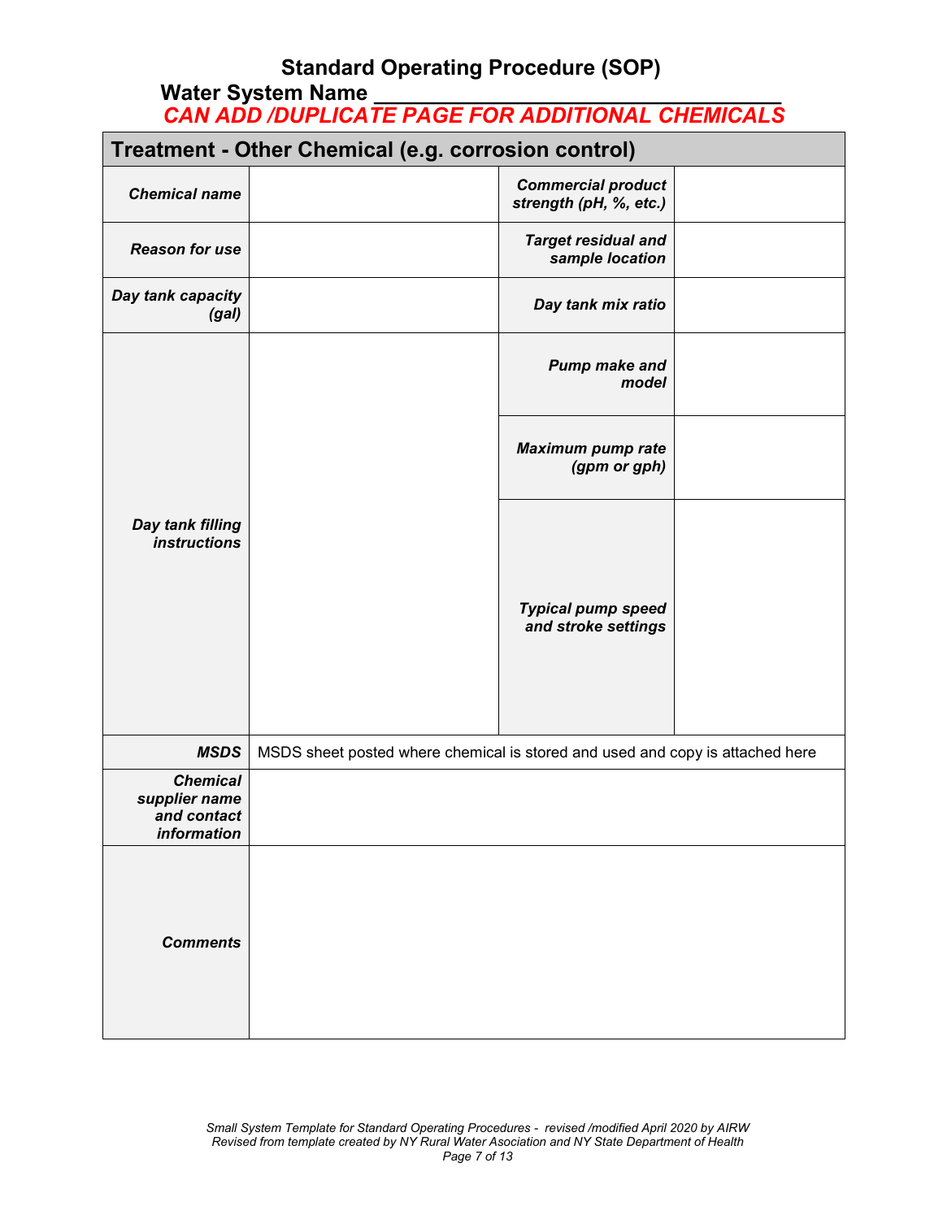# Standard Operating Procedure (SOP)

## Water System Name ______________________________

***CAN ADD /DUPLICATE PAGE FOR ADDITIONAL CHEMICALS***

| **Treatment - Other Chemical (e.g. corrosion control)** | | | |
|---|---|---|---|
| ***Chemical name*** | | ***Commercial product strength (pH, %, etc.)*** | |
| ***Reason for use*** | | ***Target residual and sample location*** | |
| ***Day tank capacity (gal)*** | | ***Day tank mix ratio*** | |
| ***Day tank filling instructions*** | | ***Pump make and model*** | |
| | | ***Maximum pump rate (gpm or gph)*** | |
| | | ***Typical pump speed and stroke settings*** | |
| ***MSDS*** | MSDS sheet posted where chemical is stored and used and copy is attached here | | |
| ***Chemical supplier name and contact information*** | | | |
| ***Comments*** | | | |

*Small System Template for Standard Operating Procedures - revised /modified April 2020 by AIRW*
*Revised from template created by NY Rural Water Association and NY State Department of Health*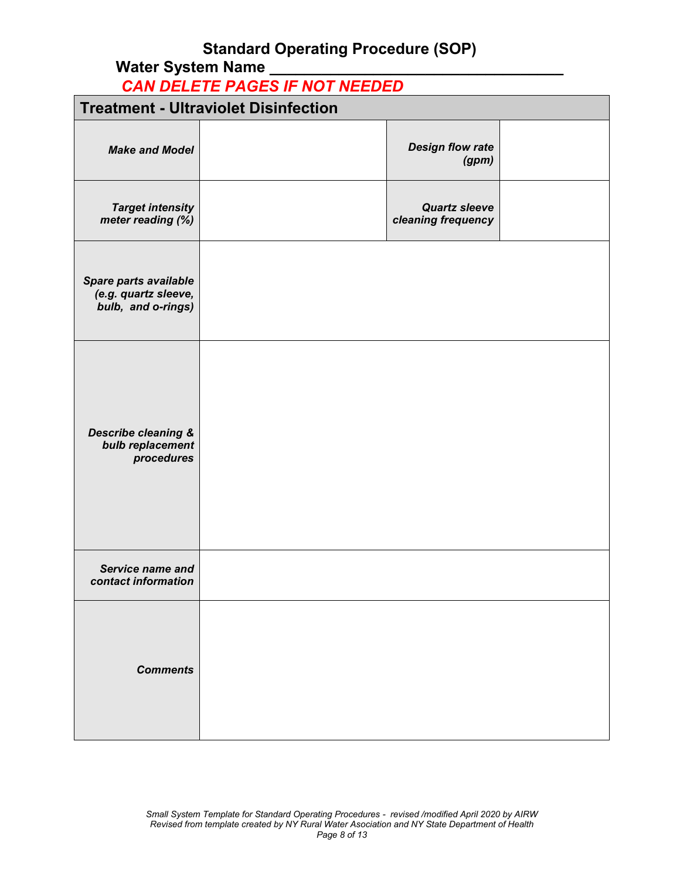## Standard Operating Procedure (SOP)

**Water System Name \_\_\_\_\_\_\_\_\_\_\_\_\_\_\_\_\_\_\_\_\_\_\_\_\_\_\_\_\_\_\_\_\_\_**

***CAN DELETE PAGES IF NOT NEEDED***

| **Treatment - Ultraviolet Disinfection** | | | |
|---|---|---|---|
| ***Make and Model*** | | ***Design flow rate (gpm)*** | |
| ***Target intensity meter reading (%)*** | | ***Quartz sleeve cleaning frequency*** | |
| ***Spare parts available (e.g. quartz sleeve, bulb, and o-rings)*** | | | |
| ***Describe cleaning & bulb replacement procedures*** | | | |
| ***Service name and contact information*** | | | |
| ***Comments*** | | | |

*Small System Template for Standard Operating Procedures - revised /modified April 2020 by AIRW*
*Revised from template created by NY Rural Water Association and NY State Department of Health*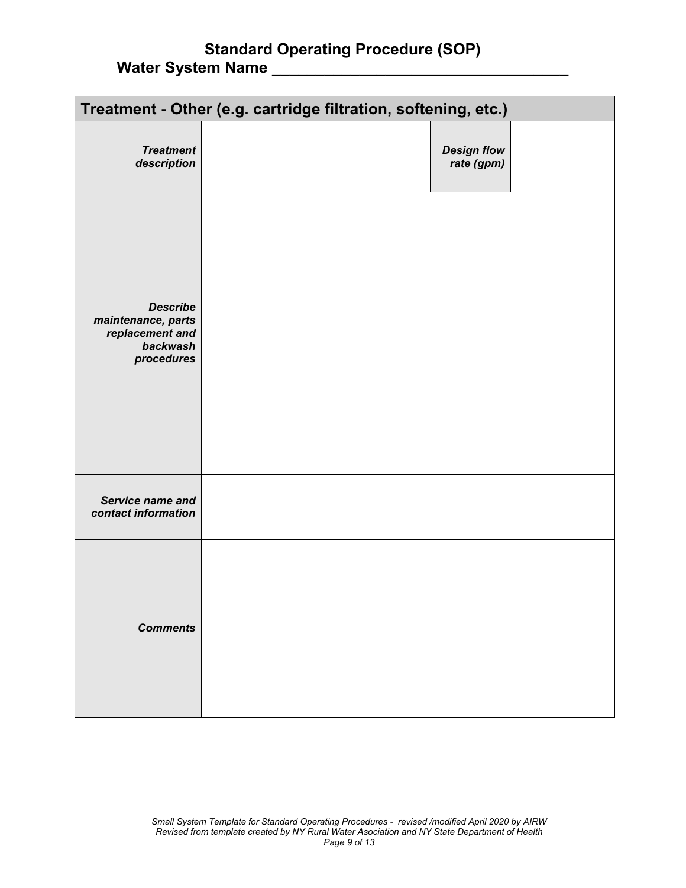# Standard Operating Procedure (SOP)

## Water System Name ___________________________________

| Treatment - Other (e.g. cartridge filtration, softening, etc.) | | | |
|---|---|---|---|
| ***Treatment description*** | | ***Design flow rate (gpm)*** | |
| ***Describe maintenance, parts replacement and backwash procedures*** | | | |
| ***Service name and contact information*** | | | |
| ***Comments*** | | | |

*Small System Template for Standard Operating Procedures - revised /modified April 2020 by AIRW*
*Revised from template created by NY Rural Water Asociation and NY State Department of Health*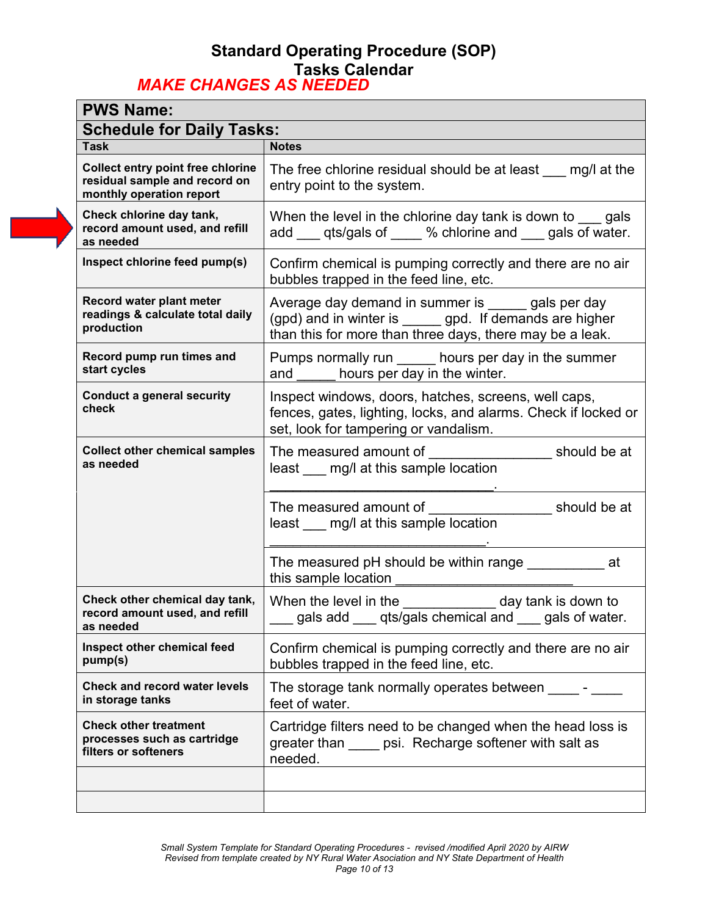# Standard Operating Procedure (SOP)
## Tasks Calendar

***MAKE CHANGES AS NEEDED***

| **PWS Name:** | |
|---|---|
| **Schedule for Daily Tasks:** | |
| **Task** | **Notes** |
| **Collect entry point free chlorine residual sample and record on monthly operation report** | The free chlorine residual should be at least ___ mg/l at the entry point to the system. |
| **Check chlorine day tank, record amount used, and refill as needed** | When the level in the chlorine day tank is down to ___ gals add ___ qts/gals of ____ % chlorine and ___ gals of water. |
| **Inspect chlorine feed pump(s)** | Confirm chemical is pumping correctly and there are no air bubbles trapped in the feed line, etc. |
| **Record water plant meter readings & calculate total daily production** | Average day demand in summer is _____ gals per day (gpd) and in winter is _____ gpd. If demands are higher than this for more than three days, there may be a leak. |
| **Record pump run times and start cycles** | Pumps normally run _____ hours per day in the summer and _____ hours per day in the winter. |
| **Conduct a general security check** | Inspect windows, doors, hatches, screens, well caps, fences, gates, lighting, locks, and alarms. Check if locked or set, look for tampering or vandalism. |
| **Collect other chemical samples as needed** | The measured amount of ________________ should be at least ___ mg/l at this sample location _____________________________. |
| | The measured amount of ________________ should be at least ___ mg/l at this sample location ____________________________. |
| | The measured pH should be within range __________ at this sample location _______________________ |
| **Check other chemical day tank, record amount used, and refill as needed** | When the level in the ____________ day tank is down to ___ gals add ___ qts/gals chemical and ___ gals of water. |
| **Inspect other chemical feed pump(s)** | Confirm chemical is pumping correctly and there are no air bubbles trapped in the feed line, etc. |
| **Check and record water levels in storage tanks** | The storage tank normally operates between ____ - ____ feet of water. |
| **Check other treatment processes such as cartridge filters or softeners** | Cartridge filters need to be changed when the head loss is greater than ____ psi. Recharge softener with salt as needed. |
| | |
| | |

*Small System Template for Standard Operating Procedures - revised /modified April 2020 by AIRW*
*Revised from template created by NY Rural Water Association and NY State Department of Health*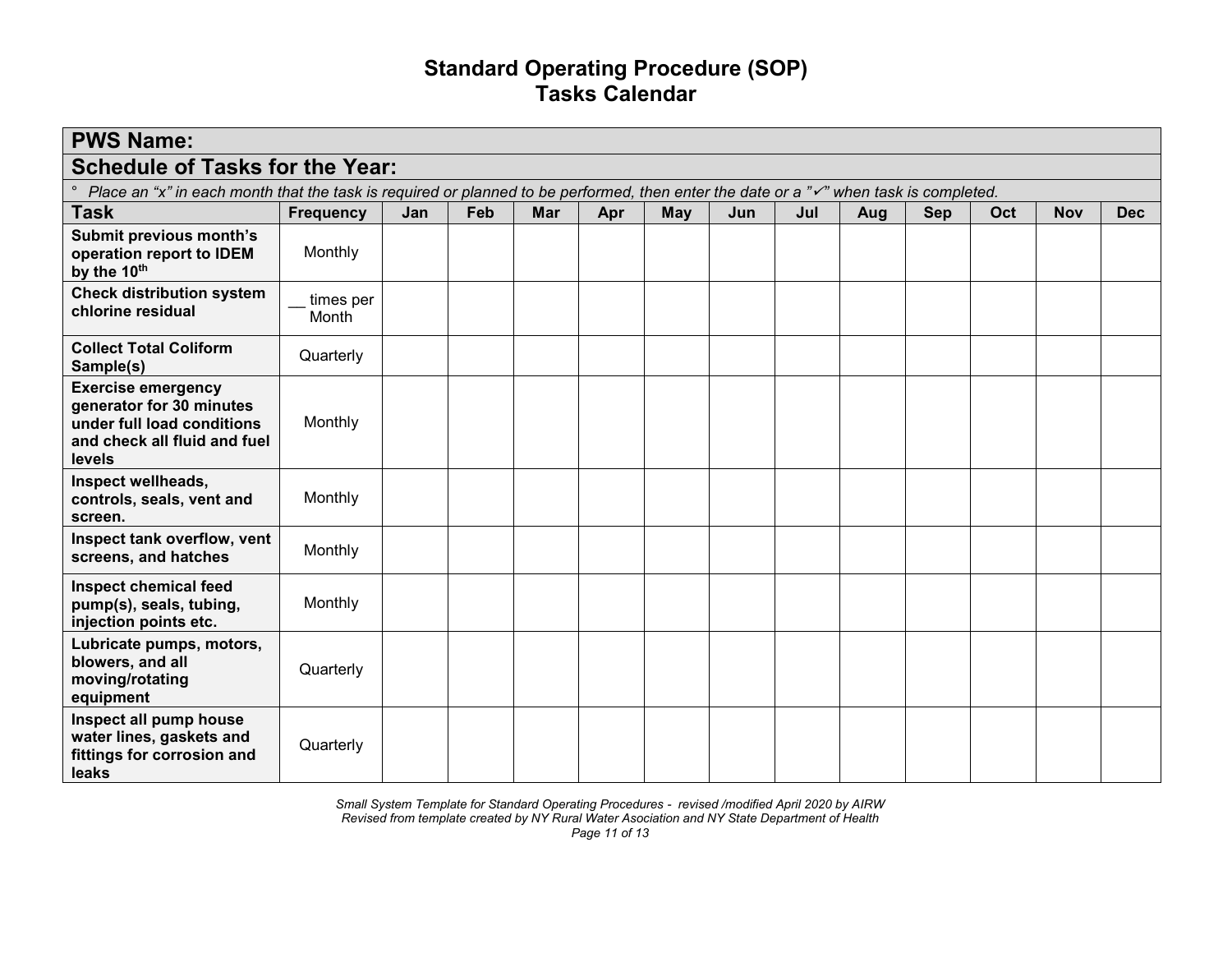# Standard Operating Procedure (SOP)
# Tasks Calendar

## PWS Name:

## Schedule of Tasks for the Year:

*° Place an "x" in each month that the task is required or planned to be performed, then enter the date or a "✓" when task is completed.*

| Task | Frequency | Jan | Feb | Mar | Apr | May | Jun | Jul | Aug | Sep | Oct | Nov | Dec |
|---|---|---|---|---|---|---|---|---|---|---|---|---|---|
| **Submit previous month's operation report to IDEM by the 10th** | Monthly | | | | | | | | | | | | |
| **Check distribution system chlorine residual** | __ times per Month | | | | | | | | | | | | |
| **Collect Total Coliform Sample(s)** | Quarterly | | | | | | | | | | | | |
| **Exercise emergency generator for 30 minutes under full load conditions and check all fluid and fuel levels** | Monthly | | | | | | | | | | | | |
| **Inspect wellheads, controls, seals, vent and screen.** | Monthly | | | | | | | | | | | | |
| **Inspect tank overflow, vent screens, and hatches** | Monthly | | | | | | | | | | | | |
| **Inspect chemical feed pump(s), seals, tubing, injection points etc.** | Monthly | | | | | | | | | | | | |
| **Lubricate pumps, motors, blowers, and all moving/rotating equipment** | Quarterly | | | | | | | | | | | | |
| **Inspect all pump house water lines, gaskets and fittings for corrosion and leaks** | Quarterly | | | | | | | | | | | | |

*Small System Template for Standard Operating Procedures - revised /modified April 2020 by AIRW*
*Revised from template created by NY Rural Water Asociation and NY State Department of Health*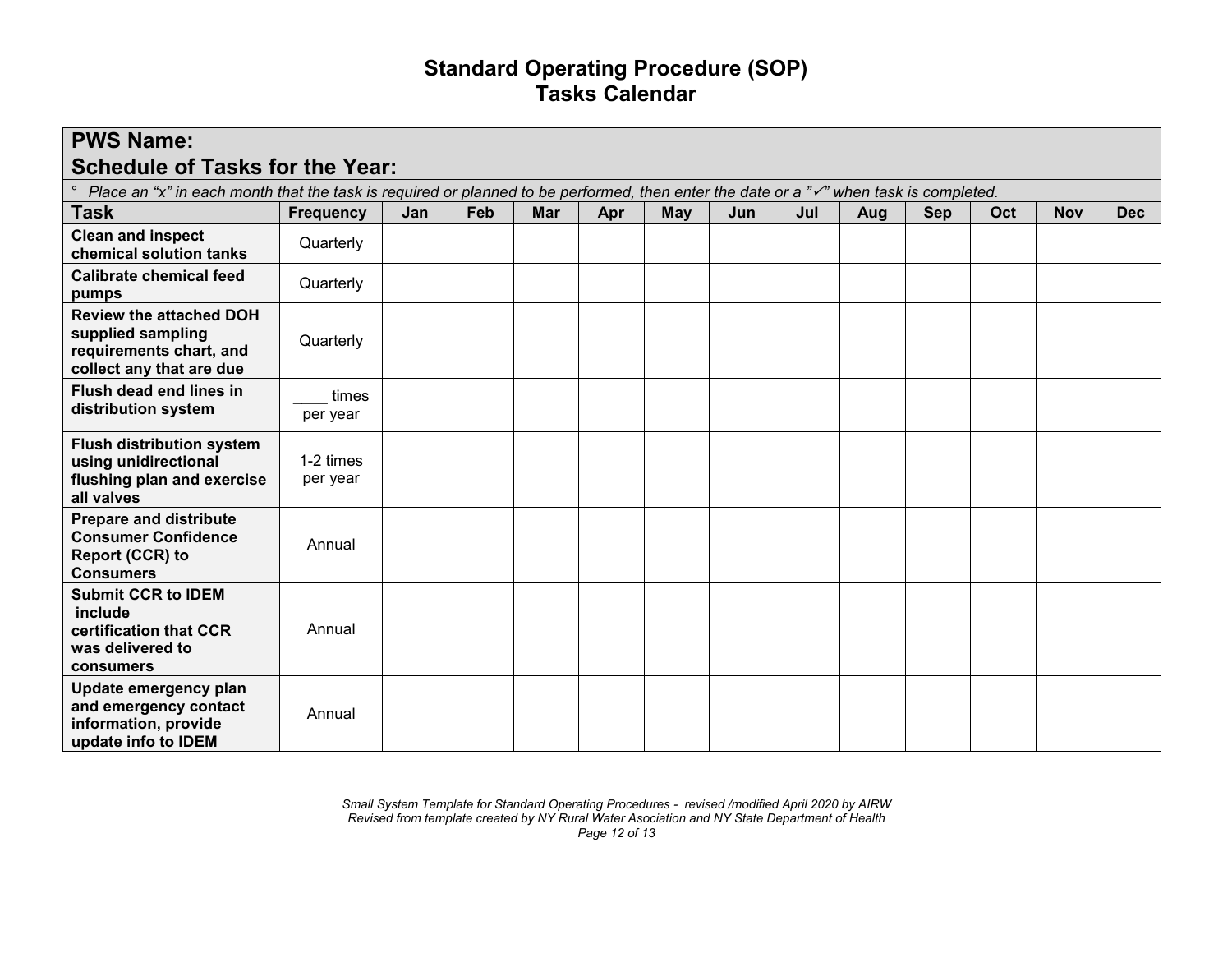# Standard Operating Procedure (SOP)
# Tasks Calendar

**PWS Name:**

**Schedule of Tasks for the Year:**

° *Place an "x" in each month that the task is required or planned to be performed, then enter the date or a "✓" when task is completed.*

| Task | Frequency | Jan | Feb | Mar | Apr | May | Jun | Jul | Aug | Sep | Oct | Nov | Dec |
|---|---|---|---|---|---|---|---|---|---|---|---|---|---|
| **Clean and inspect chemical solution tanks** | Quarterly | | | | | | | | | | | | |
| **Calibrate chemical feed pumps** | Quarterly | | | | | | | | | | | | |
| **Review the attached DOH supplied sampling requirements chart, and collect any that are due** | Quarterly | | | | | | | | | | | | |
| **Flush dead end lines in distribution system** | ____ times per year | | | | | | | | | | | | |
| **Flush distribution system using unidirectional flushing plan and exercise all valves** | 1-2 times per year | | | | | | | | | | | | |
| **Prepare and distribute Consumer Confidence Report (CCR) to Consumers** | Annual | | | | | | | | | | | | |
| **Submit CCR to IDEM include certification that CCR was delivered to consumers** | Annual | | | | | | | | | | | | |
| **Update emergency plan and emergency contact information, provide update info to IDEM** | Annual | | | | | | | | | | | | |

*Small System Template for Standard Operating Procedures - revised /modified April 2020 by AIRW*
*Revised from template created by NY Rural Water Association and NY State Department of Health*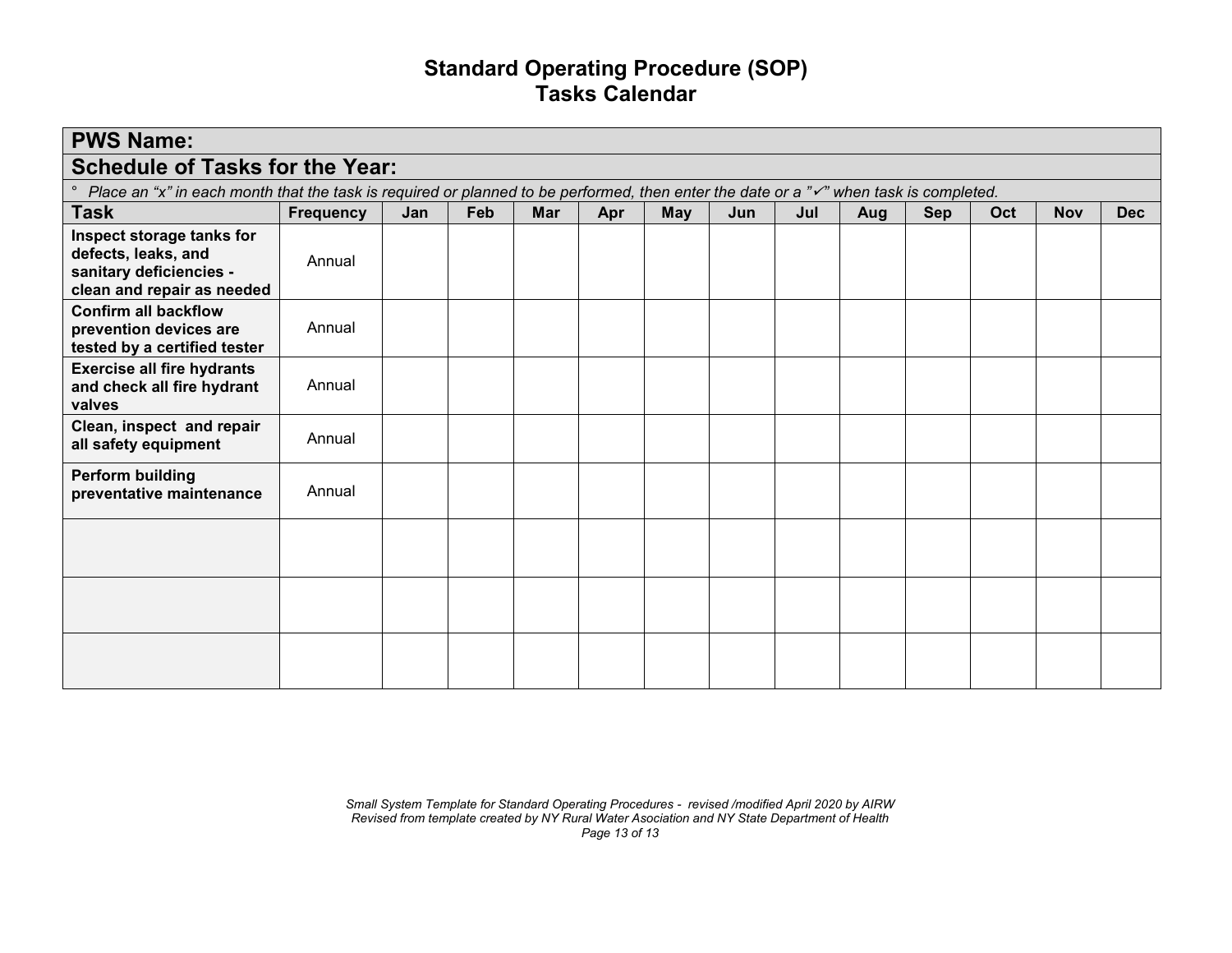# Standard Operating Procedure (SOP)
# Tasks Calendar

| PWS Name: | | | | | | | | | | | | | |
|---|---|---|---|---|---|---|---|---|---|---|---|---|---|
| **Schedule of Tasks for the Year:** | | | | | | | | | | | | | |
| ° *Place an "x" in each month that the task is required or planned to be performed, then enter the date or a "✓" when task is completed.* | | | | | | | | | | | | | |
| **Task** | **Frequency** | **Jan** | **Feb** | **Mar** | **Apr** | **May** | **Jun** | **Jul** | **Aug** | **Sep** | **Oct** | **Nov** | **Dec** |
| **Inspect storage tanks for defects, leaks, and sanitary deficiencies - clean and repair as needed** | Annual | | | | | | | | | | | | |
| **Confirm all backflow prevention devices are tested by a certified tester** | Annual | | | | | | | | | | | | |
| **Exercise all fire hydrants and check all fire hydrant valves** | Annual | | | | | | | | | | | | |
| **Clean, inspect and repair all safety equipment** | Annual | | | | | | | | | | | | |
| **Perform building preventative maintenance** | Annual | | | | | | | | | | | | |
| | | | | | | | | | | | | | |
| | | | | | | | | | | | | | |
| | | | | | | | | | | | | | |

*Small System Template for Standard Operating Procedures - revised /modified April 2020 by AIRW*
*Revised from template created by NY Rural Water Asociation and NY State Department of Health*